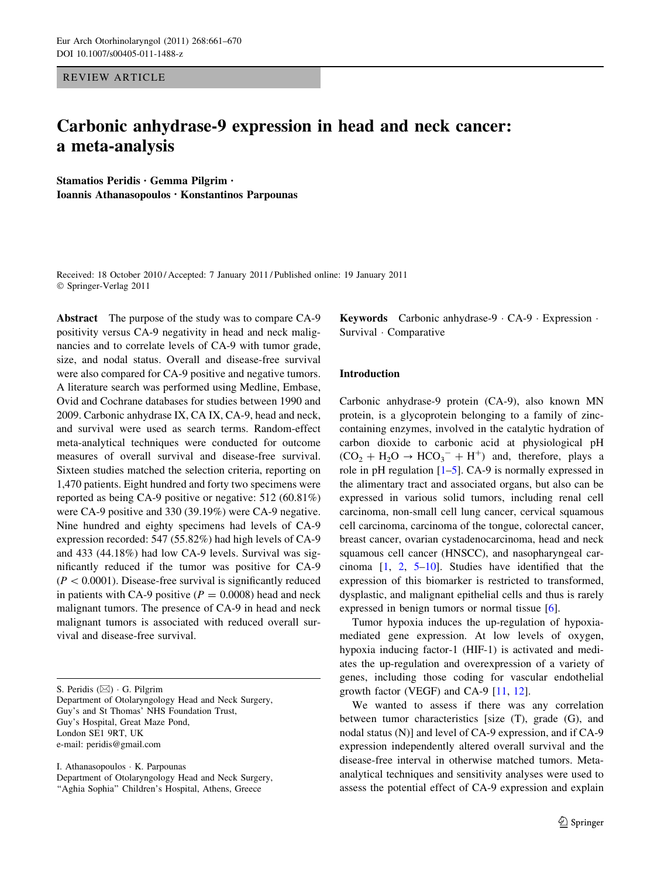REVIEW ARTICLE

# Carbonic anhydrase-9 expression in head and neck cancer: a meta-analysis

**Stamatios Peridis · Gemma Pilgrim · Ioannis Athanasopoulos · Konstantinos Parpounas**

Received: 18 October 2010 / Accepted: 7 January 2011 / Published online: 19 January 2011
© Springer-Verlag 2011

**Abstract** The purpose of the study was to compare CA-9 positivity versus CA-9 negativity in head and neck malignancies and to correlate levels of CA-9 with tumor grade, size, and nodal status. Overall and disease-free survival were also compared for CA-9 positive and negative tumors. A literature search was performed using Medline, Embase, Ovid and Cochrane databases for studies between 1990 and 2009. Carbonic anhydrase IX, CA IX, CA-9, head and neck, and survival were used as search terms. Random-effect meta-analytical techniques were conducted for outcome measures of overall survival and disease-free survival. Sixteen studies matched the selection criteria, reporting on 1,470 patients. Eight hundred and forty two specimens were reported as being CA-9 positive or negative: 512 (60.81%) were CA-9 positive and 330 (39.19%) were CA-9 negative. Nine hundred and eighty specimens had levels of CA-9 expression recorded: 547 (55.82%) had high levels of CA-9 and 433 (44.18%) had low CA-9 levels. Survival was significantly reduced if the tumor was positive for CA-9 ($P < 0.0001$). Disease-free survival is significantly reduced in patients with CA-9 positive ($P = 0.0008$) head and neck malignant tumors. The presence of CA-9 in head and neck malignant tumors is associated with reduced overall survival and disease-free survival.

**Keywords** Carbonic anhydrase-9 · CA-9 · Expression · Survival · Comparative

S. Peridis (✉) · G. Pilgrim
Department of Otolaryngology Head and Neck Surgery, Guy's and St Thomas' NHS Foundation Trust, Guy's Hospital, Great Maze Pond, London SE1 9RT, UK
e-mail: peridis@gmail.com

I. Athanasopoulos · K. Parpounas
Department of Otolaryngology Head and Neck Surgery, "Aghia Sophia" Children's Hospital, Athens, Greece

## Introduction

Carbonic anhydrase-9 protein (CA-9), also known MN protein, is a glycoprotein belonging to a family of zinc-containing enzymes, involved in the catalytic hydration of carbon dioxide to carbonic acid at physiological pH ($CO_2 + H_2O \rightarrow HCO_3^- + H^+$) and, therefore, plays a role in pH regulation [1–5]. CA-9 is normally expressed in the alimentary tract and associated organs, but also can be expressed in various solid tumors, including renal cell carcinoma, non-small cell lung cancer, cervical squamous cell carcinoma, carcinoma of the tongue, colorectal cancer, breast cancer, ovarian cystadenocarcinoma, head and neck squamous cell cancer (HNSCC), and nasopharyngeal carcinoma [1, 2, 5–10]. Studies have identified that the expression of this biomarker is restricted to transformed, dysplastic, and malignant epithelial cells and thus is rarely expressed in benign tumors or normal tissue [6].

Tumor hypoxia induces the up-regulation of hypoxia-mediated gene expression. At low levels of oxygen, hypoxia inducing factor-1 (HIF-1) is activated and mediates the up-regulation and overexpression of a variety of genes, including those coding for vascular endothelial growth factor (VEGF) and CA-9 [11, 12].

We wanted to assess if there was any correlation between tumor characteristics [size (T), grade (G), and nodal status (N)] and level of CA-9 expression, and if CA-9 expression independently altered overall survival and the disease-free interval in otherwise matched tumors. Meta-analytical techniques and sensitivity analyses were used to assess the potential effect of CA-9 expression and explain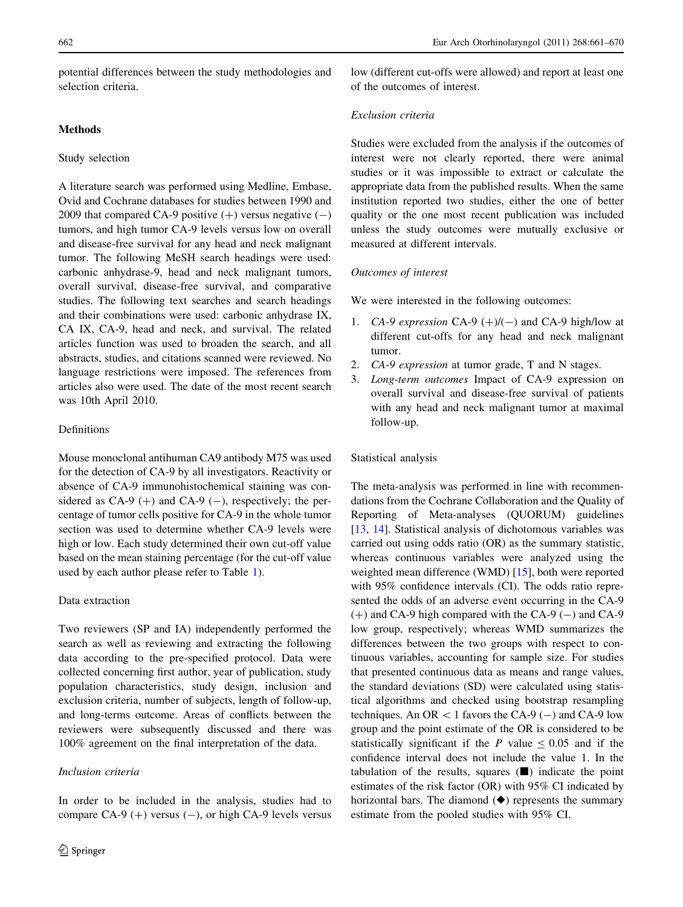potential differences between the study methodologies and selection criteria.

## Methods

### Study selection

A literature search was performed using Medline, Embase, Ovid and Cochrane databases for studies between 1990 and 2009 that compared CA-9 positive (+) versus negative (−) tumors, and high tumor CA-9 levels versus low on overall and disease-free survival for any head and neck malignant tumor. The following MeSH search headings were used: carbonic anhydrase-9, head and neck malignant tumors, overall survival, disease-free survival, and comparative studies. The following text searches and search headings and their combinations were used: carbonic anhydrase IX, CA IX, CA-9, head and neck, and survival. The related articles function was used to broaden the search, and all abstracts, studies, and citations scanned were reviewed. No language restrictions were imposed. The references from articles also were used. The date of the most recent search was 10th April 2010.

### Definitions

Mouse monoclonal antihuman CA9 antibody M75 was used for the detection of CA-9 by all investigators. Reactivity or absence of CA-9 immunohistochemical staining was considered as CA-9 (+) and CA-9 (−), respectively; the percentage of tumor cells positive for CA-9 in the whole tumor section was used to determine whether CA-9 levels were high or low. Each study determined their own cut-off value based on the mean staining percentage (for the cut-off value used by each author please refer to Table 1).

### Data extraction

Two reviewers (SP and IA) independently performed the search as well as reviewing and extracting the following data according to the pre-specified protocol. Data were collected concerning first author, year of publication, study population characteristics, study design, inclusion and exclusion criteria, number of subjects, length of follow-up, and long-terms outcome. Areas of conflicts between the reviewers were subsequently discussed and there was 100% agreement on the final interpretation of the data.

#### *Inclusion criteria*

In order to be included in the analysis, studies had to compare CA-9 (+) versus (−), or high CA-9 levels versus low (different cut-offs were allowed) and report at least one of the outcomes of interest.

#### *Exclusion criteria*

Studies were excluded from the analysis if the outcomes of interest were not clearly reported, there were animal studies or it was impossible to extract or calculate the appropriate data from the published results. When the same institution reported two studies, either the one of better quality or the one most recent publication was included unless the study outcomes were mutually exclusive or measured at different intervals.

#### *Outcomes of interest*

We were interested in the following outcomes:

1. *CA-9 expression* CA-9 (+)/(−) and CA-9 high/low at different cut-offs for any head and neck malignant tumor.
2. *CA-9 expression* at tumor grade, T and N stages.
3. *Long-term outcomes* Impact of CA-9 expression on overall survival and disease-free survival of patients with any head and neck malignant tumor at maximal follow-up.

### Statistical analysis

The meta-analysis was performed in line with recommendations from the Cochrane Collaboration and the Quality of Reporting of Meta-analyses (QUORUM) guidelines [13, 14]. Statistical analysis of dichotomous variables was carried out using odds ratio (OR) as the summary statistic, whereas continuous variables were analyzed using the weighted mean difference (WMD) [15], both were reported with 95% confidence intervals (CI). The odds ratio represented the odds of an adverse event occurring in the CA-9 (+) and CA-9 high compared with the CA-9 (−) and CA-9 low group, respectively; whereas WMD summarizes the differences between the two groups with respect to continuous variables, accounting for sample size. For studies that presented continuous data as means and range values, the standard deviations (SD) were calculated using statistical algorithms and checked using bootstrap resampling techniques. An $OR < 1$ favors the CA-9 (−) and CA-9 low group and the point estimate of the OR is considered to be statistically significant if the $P$ value $\leq 0.05$ and if the confidence interval does not include the value 1. In the tabulation of the results, squares (■) indicate the point estimates of the risk factor (OR) with 95% CI indicated by horizontal bars. The diamond (◆) represents the summary estimate from the pooled studies with 95% CI.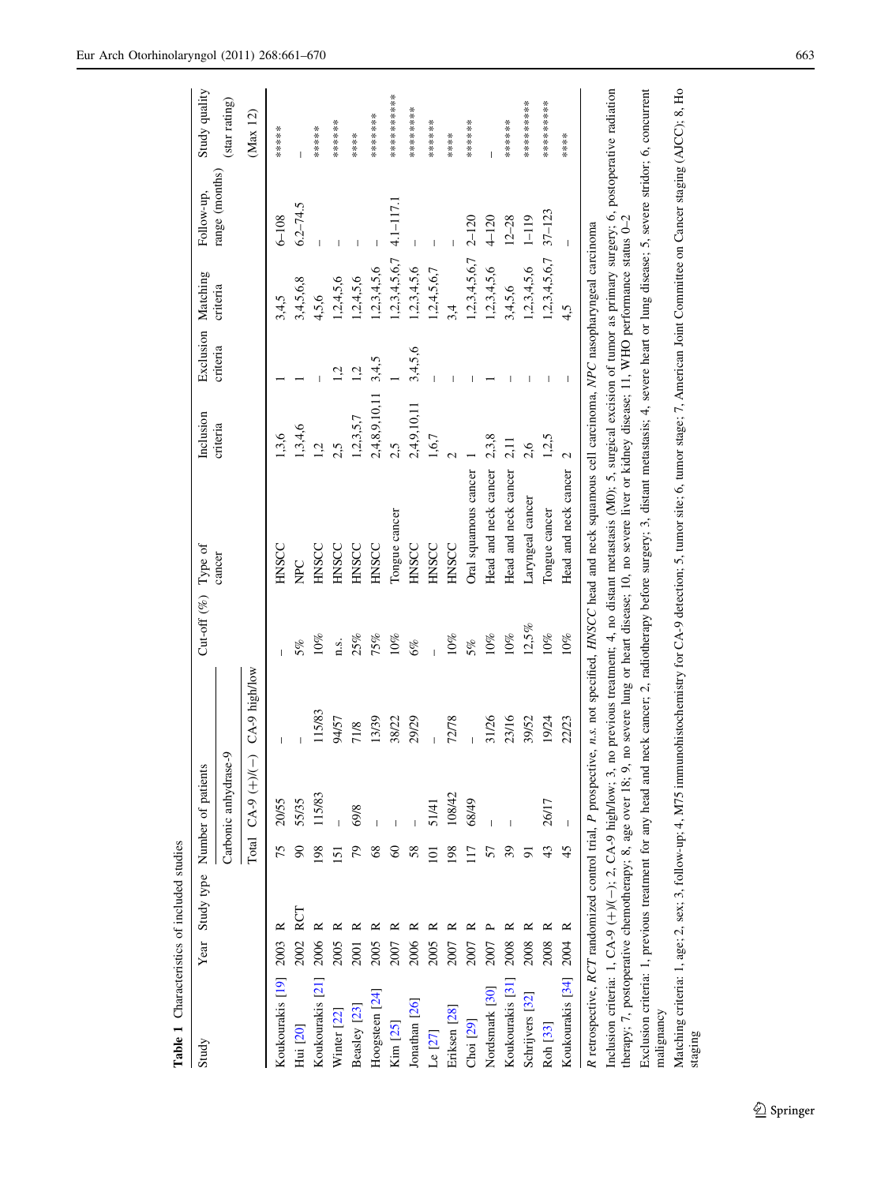**Table 1** Characteristics of included studies

| Study | Year | Study type | Number of patients | | | Cut-off (%) | Type of cancer | Inclusion criteria | Exclusion criteria | Matching criteria | Follow-up, range (months) | Study quality (star rating) (Max 12) |
|---|---|---|---|---|---|---|---|---|---|---|---|---|
| | | | Carbonic anhydrase-9 | | | | | | | | | |
| | | | Total | CA-9 (+)/(−) | CA-9 high/low | | | | | | | |
| Koukourakis [19] | 2003 | R | 75 | 20/55 | – | – | HNSCC | 1,3,6 | 1 | 3,4,5 | 6–108 | ***** |
| Hui [20] | 2002 | RCT | 90 | 55/35 | – | 5% | NPC | 1,3,4,6 | 1 | 3,4,5,6,8 | 6.2–74.5 | – |
| Koukourakis [21] | 2006 | R | 198 | 115/83 | 115/83 | 10% | HNSCC | 1,2 | – | 4,5,6 | – | ***** |
| Winter [22] | 2005 | R | 151 | – | 94/57 | n.s. | HNSCC | 2,5 | 1,2 | 1,2,4,5,6 | – | ****** |
| Beasley [23] | 2001 | R | 79 | 69/8 | 71/8 | 25% | HNSCC | 1,2,3,5,7 | 1,2 | 1,2,4,5,6 | – | **** |
| Hoogsteen [24] | 2005 | R | 68 | – | 13/39 | 75% | HNSCC | 2,4,8,9,10,11 | 3,4,5 | 1,2,3,4,5,6 | – | ******* |
| Kim [25] | 2007 | R | 60 | – | 38/22 | 10% | Tongue cancer | 2,5 | 1 | 1,2,3,4,5,6,7 | 4.1–117.1 | ********* |
| Jonathan [26] | 2006 | R | 58 | – | 29/29 | 6% | HNSCC | 2,4,9,10,11 | 3,4,5,6 | 1,2,3,4,5,6 | – | ******* |
| Le [27] | 2005 | R | 101 | 51/41 | – | – | HNSCC | 1,6,7 | – | 1,2,4,5,6,7 | – | ****** |
| Eriksen [28] | 2007 | R | 198 | 108/42 | 72/78 | 10% | HNSCC | 2 | – | 3,4 | – | **** |
| Choi [29] | 2007 | R | 117 | 68/49 | – | 5% | Oral squamous cancer | 1 | – | 1,2,3,4,5,6,7 | 2–120 | ****** |
| Nordsmark [30] | 2007 | P | 57 | – | 31/26 | 10% | Head and neck cancer | 2,3,8 | 1 | 1,2,3,4,5,6 | 4–120 | – |
| Koukourakis [31] | 2008 | R | 39 | – | 23/16 | 10% | Head and neck cancer | 2,11 | – | 3,4,5,6 | 12–28 | ******* |
| Schrijvers [32] | 2008 | R | 91 | | 39/52 | 12,5% | Laryngeal cancer | 2,6 | – | 1,2,3,4,5,6 | 1–119 | ********* |
| Roh [33] | 2008 | R | 43 | 26/17 | 19/24 | 10% | Tongue cancer | 1,2,5 | – | 1,2,3,4,5,6,7 | 37–123 | ********* |
| Koukourakis [34] | 2004 | R | 45 | – | 22/23 | 10% | Head and neck cancer | 2 | – | 4,5 | – | **** |

*R* retrospective, *RCT* randomized control trial, *P* prospective, *n.s.* not specified, *HNSCC* head and neck squamous cell carcinoma, *NPC* nasopharyngeal carcinoma

Inclusion criteria: 1, CA-9 (+)/(−); 2, CA-9 high/low; 3, no previous treatment; 4, no distant metastasis (M0); 5, surgical excision of tumor as primary surgery; 6, postoperative radiation therapy; 7, postoperative chemotherapy; 8, age over 18; 9, no severe lung or heart disease; 10, no severe liver or kidney disease; 11, WHO performance status 0–2

Exclusion criteria: 1, previous treatment for any head and neck cancer; 2, radiotherapy before surgery; 3, distant metastasis; 4, severe heart or lung disease; 5, severe stridor; 6, concurrent malignancy

Matching criteria: 1, age; 2, sex; 3, follow-up; 4, M75 immunohistochemistry for CA-9 detection; 5, tumor site; 6, tumor stage; 7, American Joint Committee on Cancer staging (AJCC); 8, Ho staging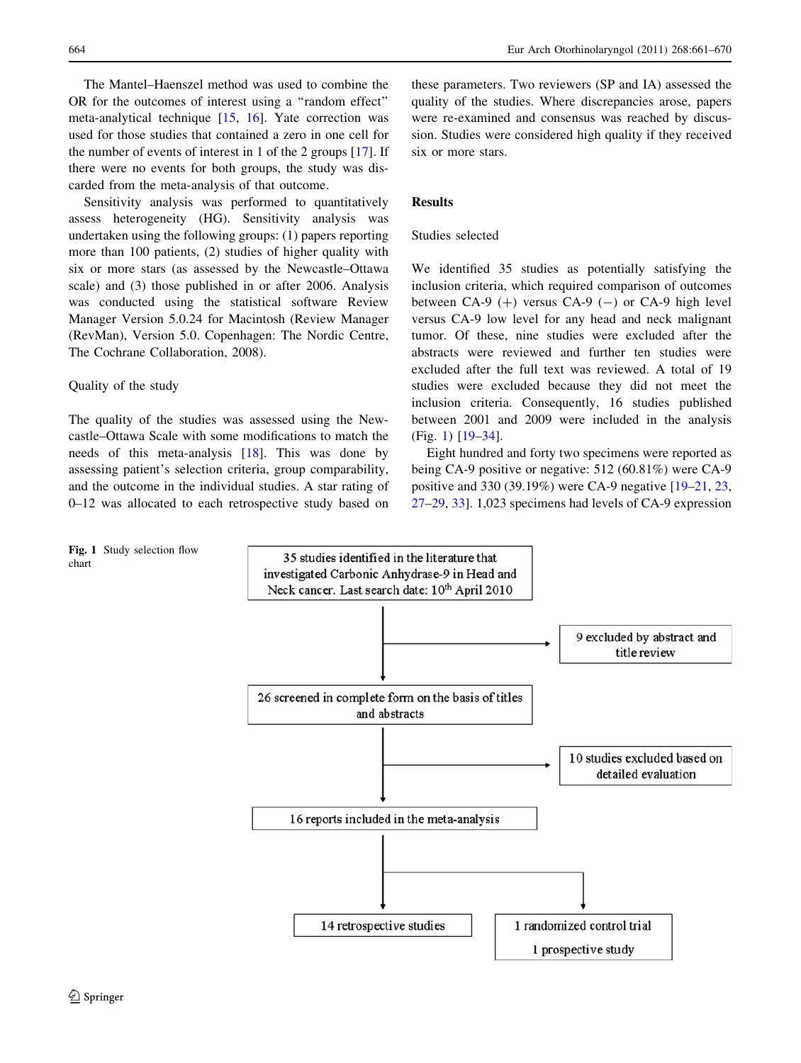The Mantel–Haenszel method was used to combine the OR for the outcomes of interest using a "random effect" meta-analytical technique [15, 16]. Yate correction was used for those studies that contained a zero in one cell for the number of events of interest in 1 of the 2 groups [17]. If there were no events for both groups, the study was discarded from the meta-analysis of that outcome.

Sensitivity analysis was performed to quantitatively assess heterogeneity (HG). Sensitivity analysis was undertaken using the following groups: (1) papers reporting more than 100 patients, (2) studies of higher quality with six or more stars (as assessed by the Newcastle–Ottawa scale) and (3) those published in or after 2006. Analysis was conducted using the statistical software Review Manager Version 5.0.24 for Macintosh (Review Manager (RevMan), Version 5.0. Copenhagen: The Nordic Centre, The Cochrane Collaboration, 2008).

### Quality of the study

The quality of the studies was assessed using the Newcastle–Ottawa Scale with some modifications to match the needs of this meta-analysis [18]. This was done by assessing patient's selection criteria, group comparability, and the outcome in the individual studies. A star rating of 0–12 was allocated to each retrospective study based on these parameters. Two reviewers (SP and IA) assessed the quality of the studies. Where discrepancies arose, papers were re-examined and consensus was reached by discussion. Studies were considered high quality if they received six or more stars.

## Results

### Studies selected

We identified 35 studies as potentially satisfying the inclusion criteria, which required comparison of outcomes between CA-9 (+) versus CA-9 (−) or CA-9 high level versus CA-9 low level for any head and neck malignant tumor. Of these, nine studies were excluded after the abstracts were reviewed and further ten studies were excluded after the full text was reviewed. A total of 19 studies were excluded because they did not meet the inclusion criteria. Consequently, 16 studies published between 2001 and 2009 were included in the analysis (Fig. 1) [19–34].

Eight hundred and forty two specimens were reported as being CA-9 positive or negative: 512 (60.81%) were CA-9 positive and 330 (39.19%) were CA-9 negative [19–21, 23, 27–29, 33]. 1,023 specimens had levels of CA-9 expression

35 studies identified in the literature that investigated Carbonic Anhydrase-9 in Head and Neck cancer. Last search date: 10th April 2010

→ 9 excluded by abstract and title review

26 screened in complete form on the basis of titles and abstracts

→ 10 studies excluded based on detailed evaluation

16 reports included in the meta-analysis

→ 14 retrospective studies

→ 1 randomized control trial; 1 prospective study

**Fig. 1** Study selection flow chart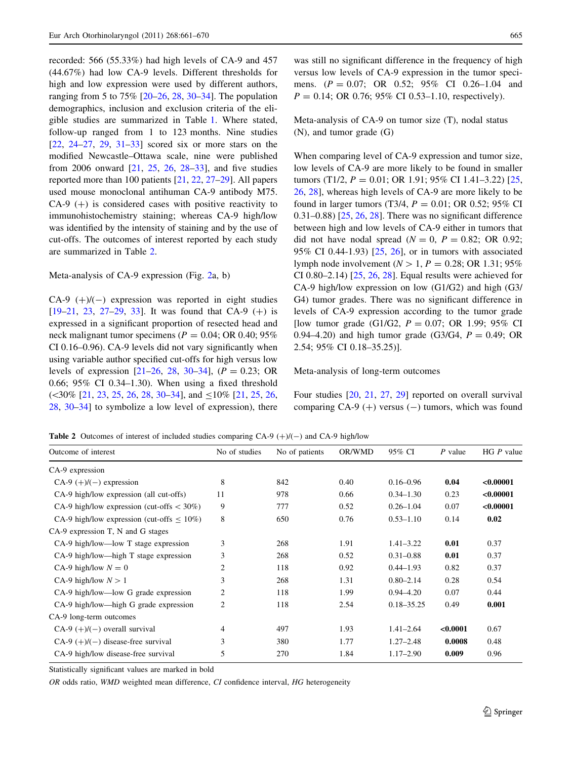recorded: 566 (55.33%) had high levels of CA-9 and 457 (44.67%) had low CA-9 levels. Different thresholds for high and low expression were used by different authors, ranging from 5 to 75% [20–26, 28, 30–34]. The population demographics, inclusion and exclusion criteria of the eligible studies are summarized in Table 1. Where stated, follow-up ranged from 1 to 123 months. Nine studies [22, 24–27, 29, 31–33] scored six or more stars on the modified Newcastle–Ottawa scale, nine were published from 2006 onward [21, 25, 26, 28–33], and five studies reported more than 100 patients [21, 22, 27–29]. All papers used mouse monoclonal antihuman CA-9 antibody M75. CA-9 (+) is considered cases with positive reactivity to immunohistochemistry staining; whereas CA-9 high/low was identified by the intensity of staining and by the use of cut-offs. The outcomes of interest reported by each study are summarized in Table 2.

Meta-analysis of CA-9 expression (Fig. 2a, b)

CA-9 (+)/(−) expression was reported in eight studies [19–21, 23, 27–29, 33]. It was found that CA-9 (+) is expressed in a significant proportion of resected head and neck malignant tumor specimens ($P = 0.04$; OR 0.40; 95% CI 0.16–0.96). CA-9 levels did not vary significantly when using variable author specified cut-offs for high versus low levels of expression [21–26, 28, 30–34], ($P = 0.23$; OR 0.66; 95% CI 0.34–1.30). When using a fixed threshold (<30% [21, 23, 25, 26, 28, 30–34], and ≤10% [21, 25, 26, 28, 30–34] to symbolize a low level of expression), there was still no significant difference in the frequency of high versus low levels of CA-9 expression in the tumor specimens. ($P = 0.07$; OR 0.52; 95% CI 0.26–1.04 and $P = 0.14$; OR 0.76; 95% CI 0.53–1.10, respectively).

Meta-analysis of CA-9 on tumor size (T), nodal status (N), and tumor grade (G)

When comparing level of CA-9 expression and tumor size, low levels of CA-9 are more likely to be found in smaller tumors (T1/2, $P = 0.01$; OR 1.91; 95% CI 1.41–3.22) [25, 26, 28], whereas high levels of CA-9 are more likely to be found in larger tumors (T3/4, $P = 0.01$; OR 0.52; 95% CI 0.31–0.88) [25, 26, 28]. There was no significant difference between high and low levels of CA-9 either in tumors that did not have nodal spread ($N = 0$, $P = 0.82$; OR 0.92; 95% CI 0.44-1.93) [25, 26], or in tumors with associated lymph node involvement ($N > 1$, $P = 0.28$; OR 1.31; 95% CI 0.80–2.14) [25, 26, 28]. Equal results were achieved for CA-9 high/low expression on low (G1/G2) and high (G3/G4) tumor grades. There was no significant difference in levels of CA-9 expression according to the tumor grade [low tumor grade (G1/G2, $P = 0.07$; OR 1.99; 95% CI 0.94–4.20) and high tumor grade (G3/G4, $P = 0.49$; OR 2.54; 95% CI 0.18–35.25)].

Meta-analysis of long-term outcomes

Four studies [20, 21, 27, 29] reported on overall survival comparing CA-9 (+) versus (−) tumors, which was found

**Table 2** Outcomes of interest of included studies comparing CA-9 (+)/(−) and CA-9 high/low

| Outcome of interest | No of studies | No of patients | OR/WMD | 95% CI | *P* value | HG *P* value |
|---|---|---|---|---|---|---|
| CA-9 expression | | | | | | |
| CA-9 (+)/(−) expression | 8 | 842 | 0.40 | 0.16–0.96 | **0.04** | **<0.00001** |
| CA-9 high/low expression (all cut-offs) | 11 | 978 | 0.66 | 0.34–1.30 | 0.23 | **<0.00001** |
| CA-9 high/low expression (cut-offs < 30%) | 9 | 777 | 0.52 | 0.26–1.04 | 0.07 | **<0.00001** |
| CA-9 high/low expression (cut-offs ≤ 10%) | 8 | 650 | 0.76 | 0.53–1.10 | 0.14 | **0.02** |
| CA-9 expression T, N and G stages | | | | | | |
| CA-9 high/low—low T stage expression | 3 | 268 | 1.91 | 1.41–3.22 | **0.01** | 0.37 |
| CA-9 high/low—high T stage expression | 3 | 268 | 0.52 | 0.31–0.88 | **0.01** | 0.37 |
| CA-9 high/low $N = 0$ | 2 | 118 | 0.92 | 0.44–1.93 | 0.82 | 0.37 |
| CA-9 high/low $N > 1$ | 3 | 268 | 1.31 | 0.80–2.14 | 0.28 | 0.54 |
| CA-9 high/low—low G grade expression | 2 | 118 | 1.99 | 0.94–4.20 | 0.07 | 0.44 |
| CA-9 high/low—high G grade expression | 2 | 118 | 2.54 | 0.18–35.25 | 0.49 | **0.001** |
| CA-9 long-term outcomes | | | | | | |
| CA-9 (+)/(−) overall survival | 4 | 497 | 1.93 | 1.41–2.64 | **<0.0001** | 0.67 |
| CA-9 (+)/(−) disease-free survival | 3 | 380 | 1.77 | 1.27–2.48 | **0.0008** | 0.48 |
| CA-9 high/low disease-free survival | 5 | 270 | 1.84 | 1.17–2.90 | **0.009** | 0.96 |

Statistically significant values are marked in bold

*OR* odds ratio, *WMD* weighted mean difference, *CI* confidence interval, *HG* heterogeneity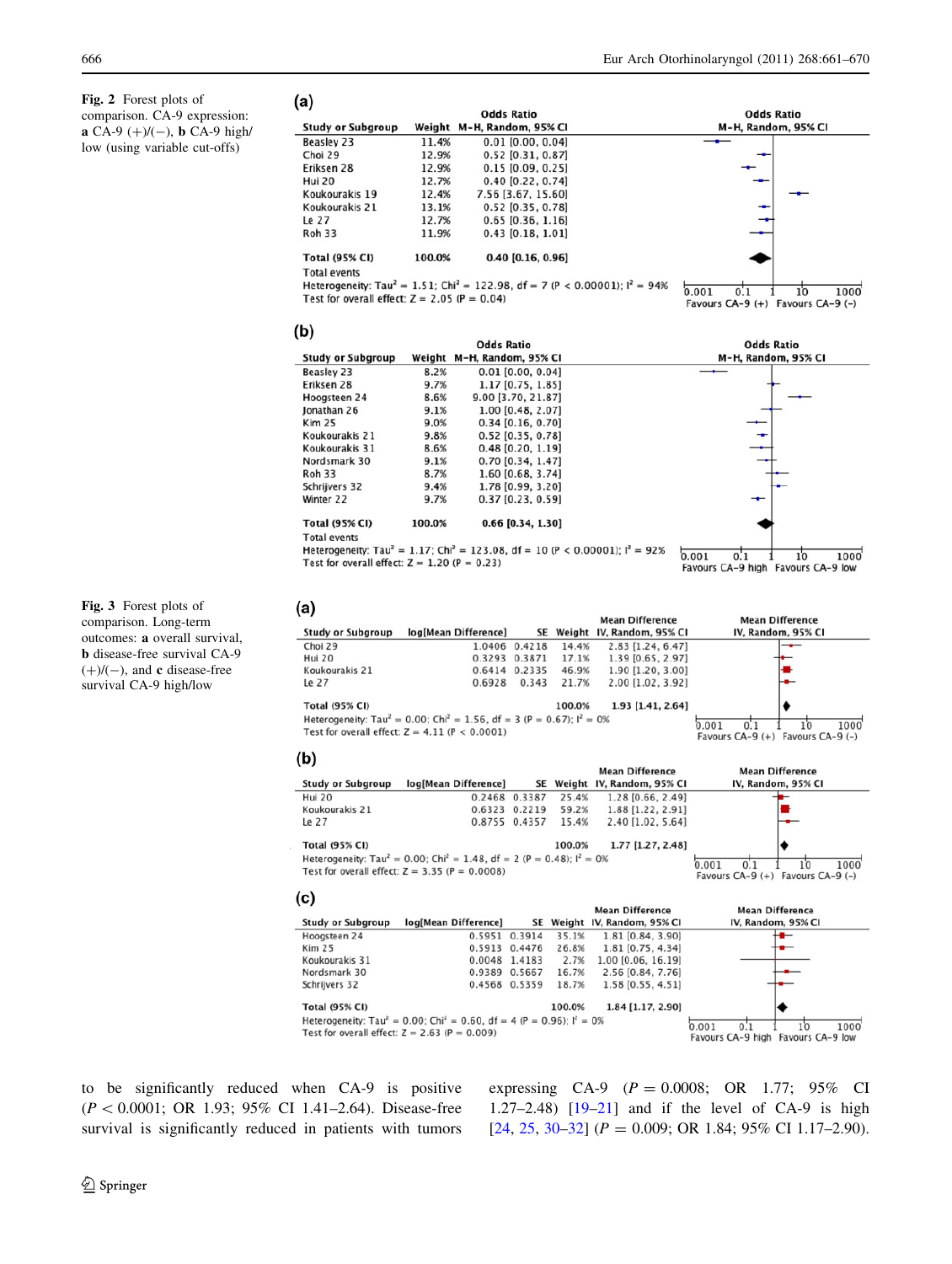**Fig. 2** Forest plots of comparison. CA-9 expression: **a** CA-9 (+)/(−), **b** CA-9 high/low (using variable cut-offs)

**(a)**

| Study or Subgroup | Weight | Odds Ratio M-H, Random, 95% CI |
|---|---|---|
| Beasley 23 | 11.4% | 0.01 [0.00, 0.04] |
| Choi 29 | 12.9% | 0.52 [0.31, 0.87] |
| Eriksen 28 | 12.9% | 0.15 [0.09, 0.25] |
| Hui 20 | 12.7% | 0.40 [0.22, 0.74] |
| Koukourakis 19 | 12.4% | 7.56 [3.67, 15.60] |
| Koukourakis 21 | 13.1% | 0.52 [0.35, 0.78] |
| Le 27 | 12.7% | 0.65 [0.36, 1.16] |
| Roh 33 | 11.9% | 0.43 [0.18, 1.01] |
| **Total (95% CI)** | **100.0%** | **0.40 [0.16, 0.96]** |

Total events

Heterogeneity: $Tau^2 = 1.51$; $Chi^2 = 122.98$, df = 7 ($P < 0.00001$); $I^2 = 94\%$

Test for overall effect: Z = 2.05 (P = 0.04)

Favours CA-9 (+) Favours CA-9 (−)

**(b)**

| Study or Subgroup | Weight | Odds Ratio M-H, Random, 95% CI |
|---|---|---|
| Beasley 23 | 8.2% | 0.01 [0.00, 0.04] |
| Eriksen 28 | 9.7% | 1.17 [0.75, 1.85] |
| Hoogsteen 24 | 8.6% | 9.00 [3.70, 21.87] |
| Jonathan 26 | 9.1% | 1.00 [0.48, 2.07] |
| Kim 25 | 9.0% | 0.34 [0.16, 0.70] |
| Koukourakis 21 | 9.8% | 0.52 [0.35, 0.78] |
| Koukourakis 31 | 8.6% | 0.48 [0.20, 1.19] |
| Nordsmark 30 | 9.1% | 0.70 [0.34, 1.47] |
| Roh 33 | 8.7% | 1.60 [0.68, 3.74] |
| Schrijvers 32 | 9.4% | 1.78 [0.99, 3.20] |
| Winter 22 | 9.7% | 0.37 [0.23, 0.59] |
| **Total (95% CI)** | **100.0%** | **0.66 [0.34, 1.30]** |

Total events

Heterogeneity: $Tau^2 = 1.17$; $Chi^2 = 123.08$, df = 10 ($P < 0.00001$); $I^2 = 92\%$

Test for overall effect: Z = 1.20 (P = 0.23)

Favours CA-9 high Favours CA-9 low

**Fig. 3** Forest plots of comparison. Long-term outcomes: **a** overall survival, **b** disease-free survival CA-9 (+)/(−), and **c** disease-free survival CA-9 high/low

**(a)**

| Study or Subgroup | log[Mean Difference] | SE | Weight | Mean Difference IV, Random, 95% CI |
|---|---|---|---|---|
| Choi 29 | 1.0406 | 0.4218 | 14.4% | 2.83 [1.24, 6.47] |
| Hui 20 | 0.3293 | 0.3871 | 17.1% | 1.39 [0.65, 2.97] |
| Koukourakis 21 | 0.6414 | 0.2335 | 46.9% | 1.90 [1.20, 3.00] |
| Le 27 | 0.6928 | 0.343 | 21.7% | 2.00 [1.02, 3.92] |
| **Total (95% CI)** | | | **100.0%** | **1.93 [1.41, 2.64]** |

Heterogeneity: $Tau^2 = 0.00$; $Chi^2 = 1.56$, df = 3 (P = 0.67); $I^2 = 0\%$

Test for overall effect: Z = 4.11 ($P < 0.0001$)

Favours CA-9 (+) Favours CA-9 (−)

**(b)**

| Study or Subgroup | log[Mean Difference] | SE | Weight | Mean Difference IV, Random, 95% CI |
|---|---|---|---|---|
| Hui 20 | 0.2468 | 0.3387 | 25.4% | 1.28 [0.66, 2.49] |
| Koukourakis 21 | 0.6323 | 0.2219 | 59.2% | 1.88 [1.22, 2.91] |
| Le 27 | 0.8755 | 0.4357 | 15.4% | 2.40 [1.02, 5.64] |
| **Total (95% CI)** | | | **100.0%** | **1.77 [1.27, 2.48]** |

Heterogeneity: $Tau^2 = 0.00$; $Chi^2 = 1.48$, df = 2 (P = 0.48); $I^2 = 0\%$

Test for overall effect: Z = 3.35 (P = 0.0008)

Favours CA-9 (+) Favours CA-9 (−)

**(c)**

| Study or Subgroup | log[Mean Difference] | SE | Weight | Mean Difference IV, Random, 95% CI |
|---|---|---|---|---|
| Hoogsteen 24 | 0.5951 | 0.3914 | 35.1% | 1.81 [0.84, 3.90] |
| Kim 25 | 0.5913 | 0.4476 | 26.8% | 1.81 [0.75, 4.34] |
| Koukourakis 31 | 0.0048 | 1.4183 | 2.7% | 1.00 [0.06, 16.19] |
| Nordsmark 30 | 0.9389 | 0.5667 | 16.7% | 2.56 [0.84, 7.76] |
| Schrijvers 32 | 0.4568 | 0.5359 | 18.7% | 1.58 [0.55, 4.51] |
| **Total (95% CI)** | | | **100.0%** | **1.84 [1.17, 2.90]** |

Heterogeneity: $Tau^2 = 0.00$; $Chi^2 = 0.60$, df = 4 (P = 0.96); $I^2 = 0\%$

Test for overall effect: Z = 2.63 (P = 0.009)

Favours CA-9 high Favours CA-9 low

to be significantly reduced when CA-9 is positive ($P < 0.0001$; OR 1.93; 95% CI 1.41–2.64). Disease-free survival is significantly reduced in patients with tumors expressing CA-9 ($P = 0.0008$; OR 1.77; 95% CI 1.27–2.48) [19–21] and if the level of CA-9 is high [24, 25, 30–32] ($P = 0.009$; OR 1.84; 95% CI 1.17–2.90).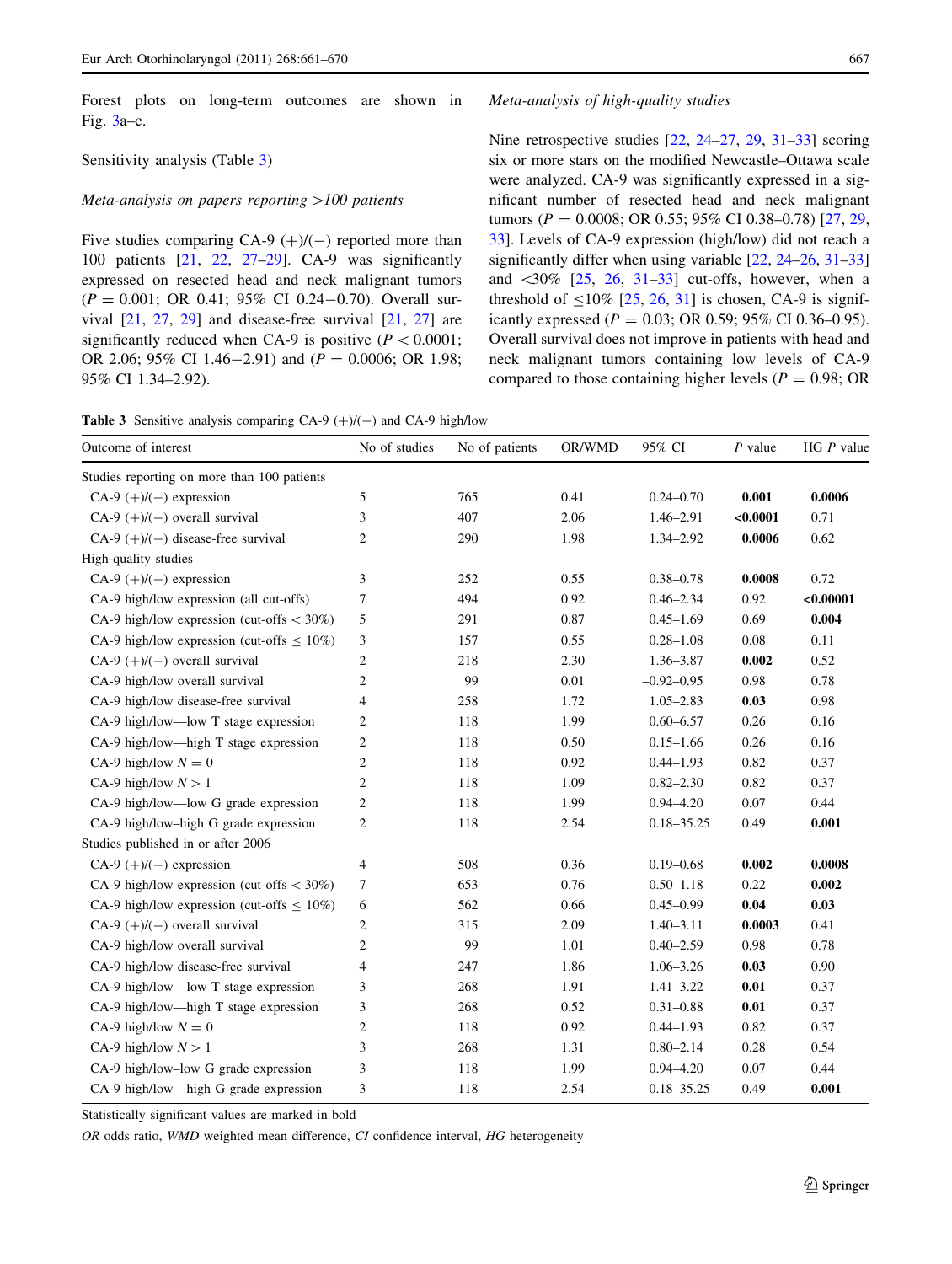Forest plots on long-term outcomes are shown in Fig. 3a–c.

Sensitivity analysis (Table 3)

*Meta-analysis on papers reporting >100 patients*

Five studies comparing CA-9 (+)/(−) reported more than 100 patients [21, 22, 27–29]. CA-9 was significantly expressed on resected head and neck malignant tumors ($P = 0.001$; OR 0.41; 95% CI 0.24−0.70). Overall survival [21, 27, 29] and disease-free survival [21, 27] are significantly reduced when CA-9 is positive ($P < 0.0001$; OR 2.06; 95% CI 1.46−2.91) and ($P = 0.0006$; OR 1.98; 95% CI 1.34−2.92).

*Meta-analysis of high-quality studies*

Nine retrospective studies [22, 24–27, 29, 31–33] scoring six or more stars on the modified Newcastle–Ottawa scale were analyzed. CA-9 was significantly expressed in a significant number of resected head and neck malignant tumors ($P = 0.0008$; OR 0.55; 95% CI 0.38–0.78) [27, 29, 33]. Levels of CA-9 expression (high/low) did not reach a significantly differ when using variable [22, 24–26, 31–33] and <30% [25, 26, 31–33] cut-offs, however, when a threshold of ≤10% [25, 26, 31] is chosen, CA-9 is significantly expressed ($P = 0.03$; OR 0.59; 95% CI 0.36–0.95). Overall survival does not improve in patients with head and neck malignant tumors containing low levels of CA-9 compared to those containing higher levels ($P = 0.98$; OR

**Table 3** Sensitive analysis comparing CA-9 (+)/(−) and CA-9 high/low

| Outcome of interest | No of studies | No of patients | OR/WMD | 95% CI | *P* value | HG *P* value |
|---|---|---|---|---|---|---|
| Studies reporting on more than 100 patients | | | | | | |
| CA-9 (+)/(−) expression | 5 | 765 | 0.41 | 0.24–0.70 | **0.001** | **0.0006** |
| CA-9 (+)/(−) overall survival | 3 | 407 | 2.06 | 1.46–2.91 | **<0.0001** | 0.71 |
| CA-9 (+)/(−) disease-free survival | 2 | 290 | 1.98 | 1.34–2.92 | **0.0006** | 0.62 |
| High-quality studies | | | | | | |
| CA-9 (+)/(−) expression | 3 | 252 | 0.55 | 0.38–0.78 | **0.0008** | 0.72 |
| CA-9 high/low expression (all cut-offs) | 7 | 494 | 0.92 | 0.46–2.34 | 0.92 | **<0.00001** |
| CA-9 high/low expression (cut-offs < 30%) | 5 | 291 | 0.87 | 0.45–1.69 | 0.69 | **0.004** |
| CA-9 high/low expression (cut-offs ≤ 10%) | 3 | 157 | 0.55 | 0.28–1.08 | 0.08 | 0.11 |
| CA-9 (+)/(−) overall survival | 2 | 218 | 2.30 | 1.36–3.87 | **0.002** | 0.52 |
| CA-9 high/low overall survival | 2 | 99 | 0.01 | −0.92–0.95 | 0.98 | 0.78 |
| CA-9 high/low disease-free survival | 4 | 258 | 1.72 | 1.05–2.83 | **0.03** | 0.98 |
| CA-9 high/low—low T stage expression | 2 | 118 | 1.99 | 0.60–6.57 | 0.26 | 0.16 |
| CA-9 high/low—high T stage expression | 2 | 118 | 0.50 | 0.15–1.66 | 0.26 | 0.16 |
| CA-9 high/low $N = 0$ | 2 | 118 | 0.92 | 0.44–1.93 | 0.82 | 0.37 |
| CA-9 high/low $N > 1$ | 2 | 118 | 1.09 | 0.82–2.30 | 0.82 | 0.37 |
| CA-9 high/low—low G grade expression | 2 | 118 | 1.99 | 0.94–4.20 | 0.07 | 0.44 |
| CA-9 high/low–high G grade expression | 2 | 118 | 2.54 | 0.18–35.25 | 0.49 | **0.001** |
| Studies published in or after 2006 | | | | | | |
| CA-9 (+)/(−) expression | 4 | 508 | 0.36 | 0.19–0.68 | **0.002** | **0.0008** |
| CA-9 high/low expression (cut-offs < 30%) | 7 | 653 | 0.76 | 0.50–1.18 | 0.22 | **0.002** |
| CA-9 high/low expression (cut-offs ≤ 10%) | 6 | 562 | 0.66 | 0.45–0.99 | **0.04** | **0.03** |
| CA-9 (+)/(−) overall survival | 2 | 315 | 2.09 | 1.40–3.11 | **0.0003** | 0.41 |
| CA-9 high/low overall survival | 2 | 99 | 1.01 | 0.40–2.59 | 0.98 | 0.78 |
| CA-9 high/low disease-free survival | 4 | 247 | 1.86 | 1.06–3.26 | **0.03** | 0.90 |
| CA-9 high/low—low T stage expression | 3 | 268 | 1.91 | 1.41–3.22 | **0.01** | 0.37 |
| CA-9 high/low—high T stage expression | 3 | 268 | 0.52 | 0.31–0.88 | **0.01** | 0.37 |
| CA-9 high/low $N = 0$ | 2 | 118 | 0.92 | 0.44–1.93 | 0.82 | 0.37 |
| CA-9 high/low $N > 1$ | 3 | 268 | 1.31 | 0.80–2.14 | 0.28 | 0.54 |
| CA-9 high/low–low G grade expression | 3 | 118 | 1.99 | 0.94–4.20 | 0.07 | 0.44 |
| CA-9 high/low—high G grade expression | 3 | 118 | 2.54 | 0.18–35.25 | 0.49 | **0.001** |

Statistically significant values are marked in bold

*OR* odds ratio, *WMD* weighted mean difference, *CI* confidence interval, *HG* heterogeneity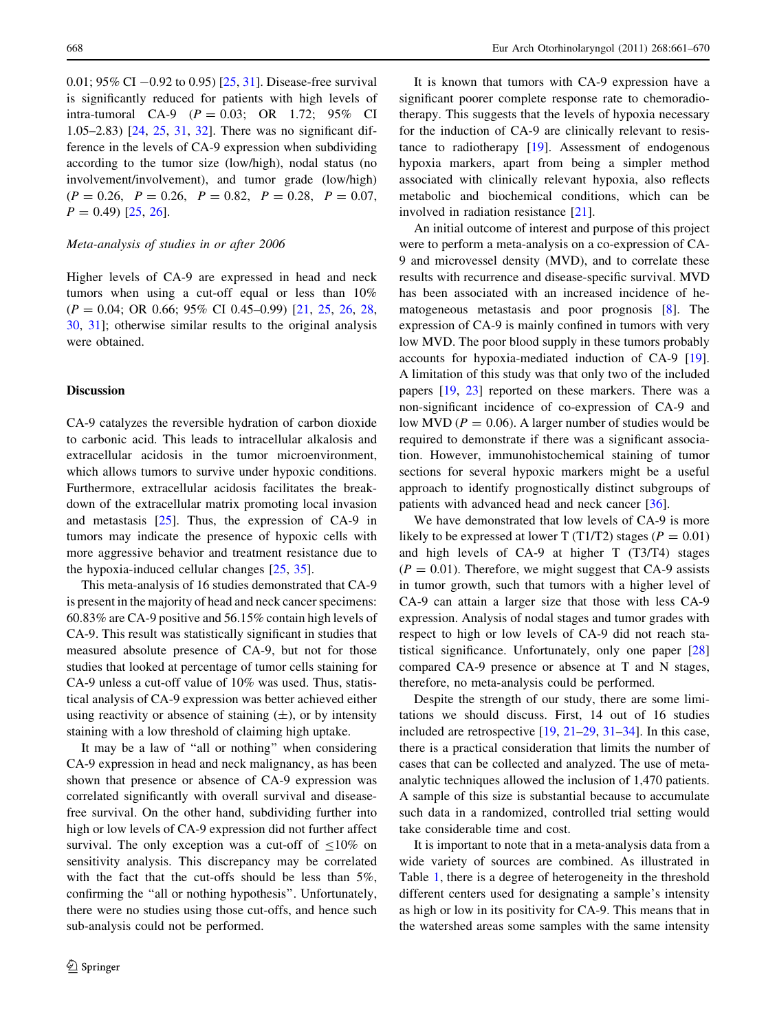0.01; 95% CI −0.92 to 0.95) [25, 31]. Disease-free survival is significantly reduced for patients with high levels of intra-tumoral CA-9 ($P = 0.03$; OR 1.72; 95% CI 1.05–2.83) [24, 25, 31, 32]. There was no significant difference in the levels of CA-9 expression when subdividing according to the tumor size (low/high), nodal status (no involvement/involvement), and tumor grade (low/high) ($P = 0.26$, $P = 0.26$, $P = 0.82$, $P = 0.28$, $P = 0.07$, $P = 0.49$) [25, 26].

*Meta-analysis of studies in or after 2006*

Higher levels of CA-9 are expressed in head and neck tumors when using a cut-off equal or less than 10% ($P = 0.04$; OR 0.66; 95% CI 0.45–0.99) [21, 25, 26, 28, 30, 31]; otherwise similar results to the original analysis were obtained.

## Discussion

CA-9 catalyzes the reversible hydration of carbon dioxide to carbonic acid. This leads to intracellular alkalosis and extracellular acidosis in the tumor microenvironment, which allows tumors to survive under hypoxic conditions. Furthermore, extracellular acidosis facilitates the breakdown of the extracellular matrix promoting local invasion and metastasis [25]. Thus, the expression of CA-9 in tumors may indicate the presence of hypoxic cells with more aggressive behavior and treatment resistance due to the hypoxia-induced cellular changes [25, 35].

This meta-analysis of 16 studies demonstrated that CA-9 is present in the majority of head and neck cancer specimens: 60.83% are CA-9 positive and 56.15% contain high levels of CA-9. This result was statistically significant in studies that measured absolute presence of CA-9, but not for those studies that looked at percentage of tumor cells staining for CA-9 unless a cut-off value of 10% was used. Thus, statistical analysis of CA-9 expression was better achieved either using reactivity or absence of staining (±), or by intensity staining with a low threshold of claiming high uptake.

It may be a law of "all or nothing" when considering CA-9 expression in head and neck malignancy, as has been shown that presence or absence of CA-9 expression was correlated significantly with overall survival and disease-free survival. On the other hand, subdividing further into high or low levels of CA-9 expression did not further affect survival. The only exception was a cut-off of ≤10% on sensitivity analysis. This discrepancy may be correlated with the fact that the cut-offs should be less than 5%, confirming the "all or nothing hypothesis". Unfortunately, there were no studies using those cut-offs, and hence such sub-analysis could not be performed.

It is known that tumors with CA-9 expression have a significant poorer complete response rate to chemoradiotherapy. This suggests that the levels of hypoxia necessary for the induction of CA-9 are clinically relevant to resistance to radiotherapy [19]. Assessment of endogenous hypoxia markers, apart from being a simpler method associated with clinically relevant hypoxia, also reflects metabolic and biochemical conditions, which can be involved in radiation resistance [21].

An initial outcome of interest and purpose of this project were to perform a meta-analysis on a co-expression of CA-9 and microvessel density (MVD), and to correlate these results with recurrence and disease-specific survival. MVD has been associated with an increased incidence of hematogeneous metastasis and poor prognosis [8]. The expression of CA-9 is mainly confined in tumors with very low MVD. The poor blood supply in these tumors probably accounts for hypoxia-mediated induction of CA-9 [19]. A limitation of this study was that only two of the included papers [19, 23] reported on these markers. There was a non-significant incidence of co-expression of CA-9 and low MVD ($P = 0.06$). A larger number of studies would be required to demonstrate if there was a significant association. However, immunohistochemical staining of tumor sections for several hypoxic markers might be a useful approach to identify prognostically distinct subgroups of patients with advanced head and neck cancer [36].

We have demonstrated that low levels of CA-9 is more likely to be expressed at lower T (T1/T2) stages ($P = 0.01$) and high levels of CA-9 at higher T (T3/T4) stages ($P = 0.01$). Therefore, we might suggest that CA-9 assists in tumor growth, such that tumors with a higher level of CA-9 can attain a larger size than those with less CA-9 expression. Analysis of nodal stages and tumor grades with respect to high or low levels of CA-9 did not reach statistical significance. Unfortunately, only one paper [28] compared CA-9 presence or absence at T and N stages, therefore, no meta-analysis could be performed.

Despite the strength of our study, there are some limitations we should discuss. First, 14 out of 16 studies included are retrospective [19, 21–29, 31–34]. In this case, there is a practical consideration that limits the number of cases that can be collected and analyzed. The use of meta-analytic techniques allowed the inclusion of 1,470 patients. A sample of this size is substantial because to accumulate such data in a randomized, controlled trial setting would take considerable time and cost.

It is important to note that in a meta-analysis data from a wide variety of sources are combined. As illustrated in Table 1, there is a degree of heterogeneity in the threshold different centers used for designating a sample's intensity as high or low in its positivity for CA-9. This means that in the watershed areas some samples with the same intensity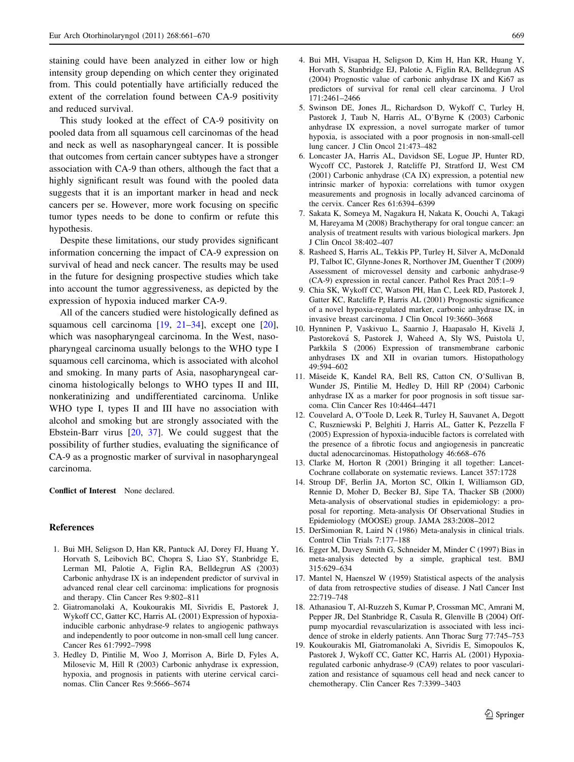staining could have been analyzed in either low or high intensity group depending on which center they originated from. This could potentially have artificially reduced the extent of the correlation found between CA-9 positivity and reduced survival.

This study looked at the effect of CA-9 positivity on pooled data from all squamous cell carcinomas of the head and neck as well as nasopharyngeal cancer. It is possible that outcomes from certain cancer subtypes have a stronger association with CA-9 than others, although the fact that a highly significant result was found with the pooled data suggests that it is an important marker in head and neck cancers per se. However, more work focusing on specific tumor types needs to be done to confirm or refute this hypothesis.

Despite these limitations, our study provides significant information concerning the impact of CA-9 expression on survival of head and neck cancer. The results may be used in the future for designing prospective studies which take into account the tumor aggressiveness, as depicted by the expression of hypoxia induced marker CA-9.

All of the cancers studied were histologically defined as squamous cell carcinoma [19, 21–34], except one [20], which was nasopharyngeal carcinoma. In the West, nasopharyngeal carcinoma usually belongs to the WHO type I squamous cell carcinoma, which is associated with alcohol and smoking. In many parts of Asia, nasopharyngeal carcinoma histologically belongs to WHO types II and III, nonkeratinizing and undifferentiated carcinoma. Unlike WHO type I, types II and III have no association with alcohol and smoking but are strongly associated with the Ebstein-Barr virus [20, 37]. We could suggest that the possibility of further studies, evaluating the significance of CA-9 as a prognostic marker of survival in nasopharyngeal carcinoma.

**Conflict of Interest** None declared.

## References

1. Bui MH, Seligson D, Han KR, Pantuck AJ, Dorey FJ, Huang Y, Horvath S, Leibovich BC, Chopra S, Liao SY, Stanbridge E, Lerman MI, Palotie A, Figlin RA, Belldegrun AS (2003) Carbonic anhydrase IX is an independent predictor of survival in advanced renal clear cell carcinoma: implications for prognosis and therapy. Clin Cancer Res 9:802–811
2. Giatromanolaki A, Koukourakis MI, Sivridis E, Pastorek J, Wykoff CC, Gatter KC, Harris AL (2001) Expression of hypoxia-inducible carbonic anhydrase-9 relates to angiogenic pathways and independently to poor outcome in non-small cell lung cancer. Cancer Res 61:7992–7998
3. Hedley D, Pintilie M, Woo J, Morrison A, Birle D, Fyles A, Milosevic M, Hill R (2003) Carbonic anhydrase ix expression, hypoxia, and prognosis in patients with uterine cervical carcinomas. Clin Cancer Res 9:5666–5674
4. Bui MH, Visapaa H, Seligson D, Kim H, Han KR, Huang Y, Horvath S, Stanbridge EJ, Palotie A, Figlin RA, Belldegrun AS (2004) Prognostic value of carbonic anhydrase IX and Ki67 as predictors of survival for renal cell clear carcinoma. J Urol 171:2461–2466
5. Swinson DE, Jones JL, Richardson D, Wykoff C, Turley H, Pastorek J, Taub N, Harris AL, O'Byrne K (2003) Carbonic anhydrase IX expression, a novel surrogate marker of tumor hypoxia, is associated with a poor prognosis in non-small-cell lung cancer. J Clin Oncol 21:473–482
6. Loncaster JA, Harris AL, Davidson SE, Logue JP, Hunter RD, Wycoff CC, Pastorek J, Ratcliffe PJ, Stratford IJ, West CM (2001) Carbonic anhydrase (CA IX) expression, a potential new intrinsic marker of hypoxia: correlations with tumor oxygen measurements and prognosis in locally advanced carcinoma of the cervix. Cancer Res 61:6394–6399
7. Sakata K, Someya M, Nagakura H, Nakata K, Oouchi A, Takagi M, Hareyama M (2008) Brachytherapy for oral tongue cancer: an analysis of treatment results with various biological markers. Jpn J Clin Oncol 38:402–407
8. Rasheed S, Harris AL, Tekkis PP, Turley H, Silver A, McDonald PJ, Talbot IC, Glynne-Jones R, Northover JM, Guenther T (2009) Assessment of microvessel density and carbonic anhydrase-9 (CA-9) expression in rectal cancer. Pathol Res Pract 205:1–9
9. Chia SK, Wykoff CC, Watson PH, Han C, Leek RD, Pastorek J, Gatter KC, Ratcliffe P, Harris AL (2001) Prognostic significance of a novel hypoxia-regulated marker, carbonic anhydrase IX, in invasive breast carcinoma. J Clin Oncol 19:3660–3668
10. Hynninen P, Vaskivuo L, Saarnio J, Haapasalo H, Kivelä J, Pastoreková S, Pastorek J, Waheed A, Sly WS, Puistola U, Parkkila S (2006) Expression of transmembrane carbonic anhydrases IX and XII in ovarian tumors. Histopathology 49:594–602
11. Måseide K, Kandel RA, Bell RS, Catton CN, O'Sullivan B, Wunder JS, Pintilie M, Hedley D, Hill RP (2004) Carbonic anhydrase IX as a marker for poor prognosis in soft tissue sarcoma. Clin Cancer Res 10:4464–4471
12. Couvelard A, O'Toole D, Leek R, Turley H, Sauvanet A, Degott C, Ruszniewski P, Belghiti J, Harris AL, Gatter K, Pezzella F (2005) Expression of hypoxia-inducible factors is correlated with the presence of a fibrotic focus and angiogenesis in pancreatic ductal adenocarcinomas. Histopathology 46:668–676
13. Clarke M, Horton R (2001) Bringing it all together: Lancet-Cochrane collaborate on systematic reviews. Lancet 357:1728
14. Stroup DF, Berlin JA, Morton SC, Olkin I, Williamson GD, Rennie D, Moher D, Becker BJ, Sipe TA, Thacker SB (2000) Meta-analysis of observational studies in epidemiology: a proposal for reporting. Meta-analysis Of Observational Studies in Epidemiology (MOOSE) group. JAMA 283:2008–2012
15. DerSimonian R, Laird N (1986) Meta-analysis in clinical trials. Control Clin Trials 7:177–188
16. Egger M, Davey Smith G, Schneider M, Minder C (1997) Bias in meta-analysis detected by a simple, graphical test. BMJ 315:629–634
17. Mantel N, Haenszel W (1959) Statistical aspects of the analysis of data from retrospective studies of disease. J Natl Cancer Inst 22:719–748
18. Athanasiou T, Al-Ruzzeh S, Kumar P, Crossman MC, Amrani M, Pepper JR, Del Stanbridge R, Casula R, Glenville B (2004) Off-pump myocardial revascularization is associated with less incidence of stroke in elderly patients. Ann Thorac Surg 77:745–753
19. Koukourakis MI, Giatromanolaki A, Sivridis E, Simopoulos K, Pastorek J, Wykoff CC, Gatter KC, Harris AL (2001) Hypoxia-regulated carbonic anhydrase-9 (CA9) relates to poor vascularization and resistance of squamous cell head and neck cancer to chemotherapy. Clin Cancer Res 7:3399–3403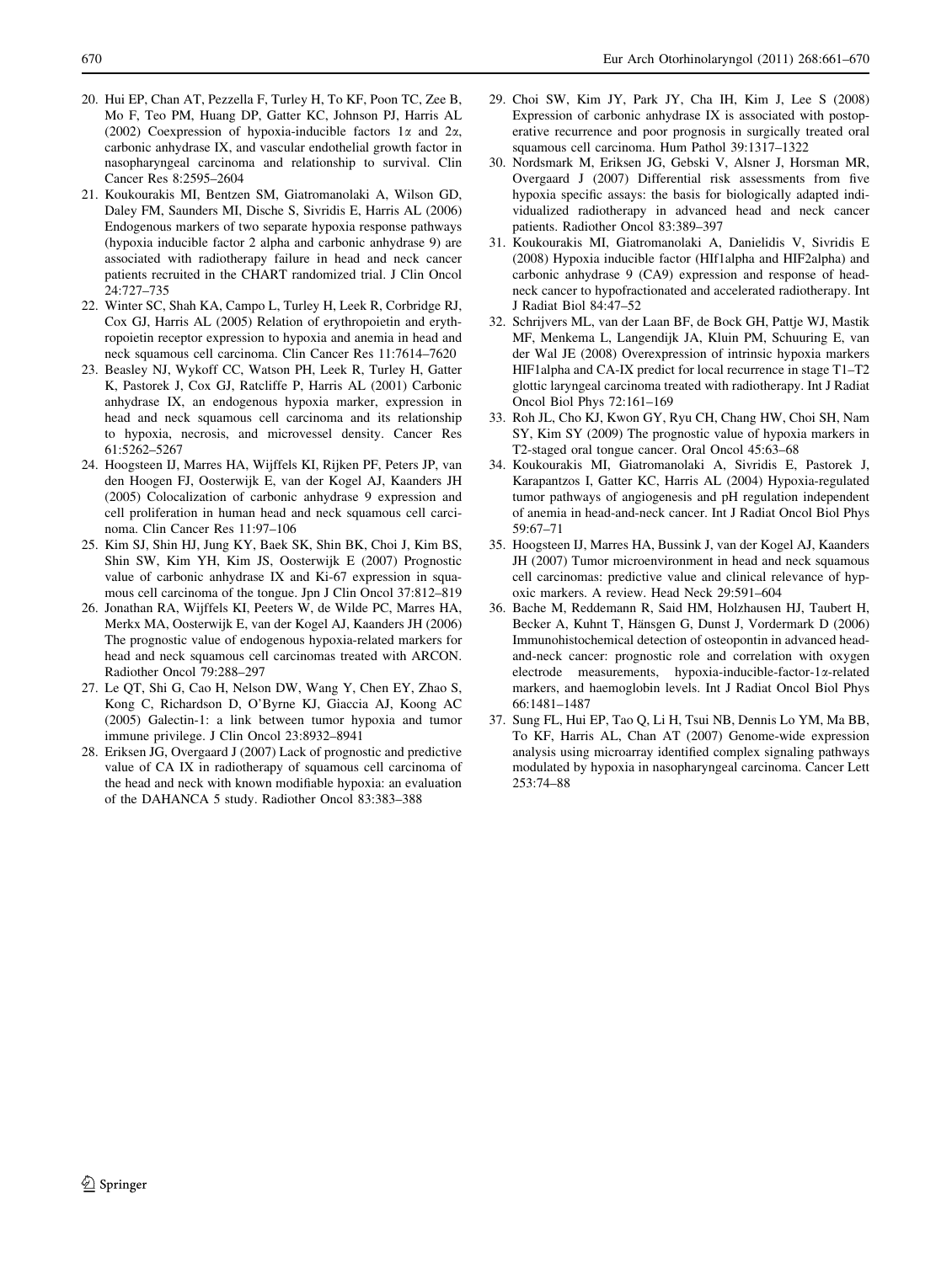20. Hui EP, Chan AT, Pezzella F, Turley H, To KF, Poon TC, Zee B, Mo F, Teo PM, Huang DP, Gatter KC, Johnson PJ, Harris AL (2002) Coexpression of hypoxia-inducible factors 1α and 2α, carbonic anhydrase IX, and vascular endothelial growth factor in nasopharyngeal carcinoma and relationship to survival. Clin Cancer Res 8:2595–2604
21. Koukourakis MI, Bentzen SM, Giatromanolaki A, Wilson GD, Daley FM, Saunders MI, Dische S, Sivridis E, Harris AL (2006) Endogenous markers of two separate hypoxia response pathways (hypoxia inducible factor 2 alpha and carbonic anhydrase 9) are associated with radiotherapy failure in head and neck cancer patients recruited in the CHART randomized trial. J Clin Oncol 24:727–735
22. Winter SC, Shah KA, Campo L, Turley H, Leek R, Corbridge RJ, Cox GJ, Harris AL (2005) Relation of erythropoietin and erythropoietin receptor expression to hypoxia and anemia in head and neck squamous cell carcinoma. Clin Cancer Res 11:7614–7620
23. Beasley NJ, Wykoff CC, Watson PH, Leek R, Turley H, Gatter K, Pastorek J, Cox GJ, Ratcliffe P, Harris AL (2001) Carbonic anhydrase IX, an endogenous hypoxia marker, expression in head and neck squamous cell carcinoma and its relationship to hypoxia, necrosis, and microvessel density. Cancer Res 61:5262–5267
24. Hoogsteen IJ, Marres HA, Wijffels KI, Rijken PF, Peters JP, van den Hoogen FJ, Oosterwijk E, van der Kogel AJ, Kaanders JH (2005) Colocalization of carbonic anhydrase 9 expression and cell proliferation in human head and neck squamous cell carcinoma. Clin Cancer Res 11:97–106
25. Kim SJ, Shin HJ, Jung KY, Baek SK, Shin BK, Choi J, Kim BS, Shin SW, Kim YH, Kim JS, Oosterwijk E (2007) Prognostic value of carbonic anhydrase IX and Ki-67 expression in squamous cell carcinoma of the tongue. Jpn J Clin Oncol 37:812–819
26. Jonathan RA, Wijffels KI, Peeters W, de Wilde PC, Marres HA, Merkx MA, Oosterwijk E, van der Kogel AJ, Kaanders JH (2006) The prognostic value of endogenous hypoxia-related markers for head and neck squamous cell carcinomas treated with ARCON. Radiother Oncol 79:288–297
27. Le QT, Shi G, Cao H, Nelson DW, Wang Y, Chen EY, Zhao S, Kong C, Richardson D, O'Byrne KJ, Giaccia AJ, Koong AC (2005) Galectin-1: a link between tumor hypoxia and tumor immune privilege. J Clin Oncol 23:8932–8941
28. Eriksen JG, Overgaard J (2007) Lack of prognostic and predictive value of CA IX in radiotherapy of squamous cell carcinoma of the head and neck with known modifiable hypoxia: an evaluation of the DAHANCA 5 study. Radiother Oncol 83:383–388
29. Choi SW, Kim JY, Park JY, Cha IH, Kim J, Lee S (2008) Expression of carbonic anhydrase IX is associated with postoperative recurrence and poor prognosis in surgically treated oral squamous cell carcinoma. Hum Pathol 39:1317–1322
30. Nordsmark M, Eriksen JG, Gebski V, Alsner J, Horsman MR, Overgaard J (2007) Differential risk assessments from five hypoxia specific assays: the basis for biologically adapted individualized radiotherapy in advanced head and neck cancer patients. Radiother Oncol 83:389–397
31. Koukourakis MI, Giatromanolaki A, Danielidis V, Sivridis E (2008) Hypoxia inducible factor (HIf1alpha and HIF2alpha) and carbonic anhydrase 9 (CA9) expression and response of head-neck cancer to hypofractionated and accelerated radiotherapy. Int J Radiat Biol 84:47–52
32. Schrijvers ML, van der Laan BF, de Bock GH, Pattje WJ, Mastik MF, Menkema L, Langendijk JA, Kluin PM, Schuuring E, van der Wal JE (2008) Overexpression of intrinsic hypoxia markers HIF1alpha and CA-IX predict for local recurrence in stage T1–T2 glottic laryngeal carcinoma treated with radiotherapy. Int J Radiat Oncol Biol Phys 72:161–169
33. Roh JL, Cho KJ, Kwon GY, Ryu CH, Chang HW, Choi SH, Nam SY, Kim SY (2009) The prognostic value of hypoxia markers in T2-staged oral tongue cancer. Oral Oncol 45:63–68
34. Koukourakis MI, Giatromanolaki A, Sivridis E, Pastorek J, Karapantzos I, Gatter KC, Harris AL (2004) Hypoxia-regulated tumor pathways of angiogenesis and pH regulation independent of anemia in head-and-neck cancer. Int J Radiat Oncol Biol Phys 59:67–71
35. Hoogsteen IJ, Marres HA, Bussink J, van der Kogel AJ, Kaanders JH (2007) Tumor microenvironment in head and neck squamous cell carcinomas: predictive value and clinical relevance of hypoxic markers. A review. Head Neck 29:591–604
36. Bache M, Reddemann R, Said HM, Holzhausen HJ, Taubert H, Becker A, Kuhnt T, Hänsgen G, Dunst J, Vordermark D (2006) Immunohistochemical detection of osteopontin in advanced head-and-neck cancer: prognostic role and correlation with oxygen electrode measurements, hypoxia-inducible-factor-1α-related markers, and haemoglobin levels. Int J Radiat Oncol Biol Phys 66:1481–1487
37. Sung FL, Hui EP, Tao Q, Li H, Tsui NB, Dennis Lo YM, Ma BB, To KF, Harris AL, Chan AT (2007) Genome-wide expression analysis using microarray identified complex signaling pathways modulated by hypoxia in nasopharyngeal carcinoma. Cancer Lett 253:74–88